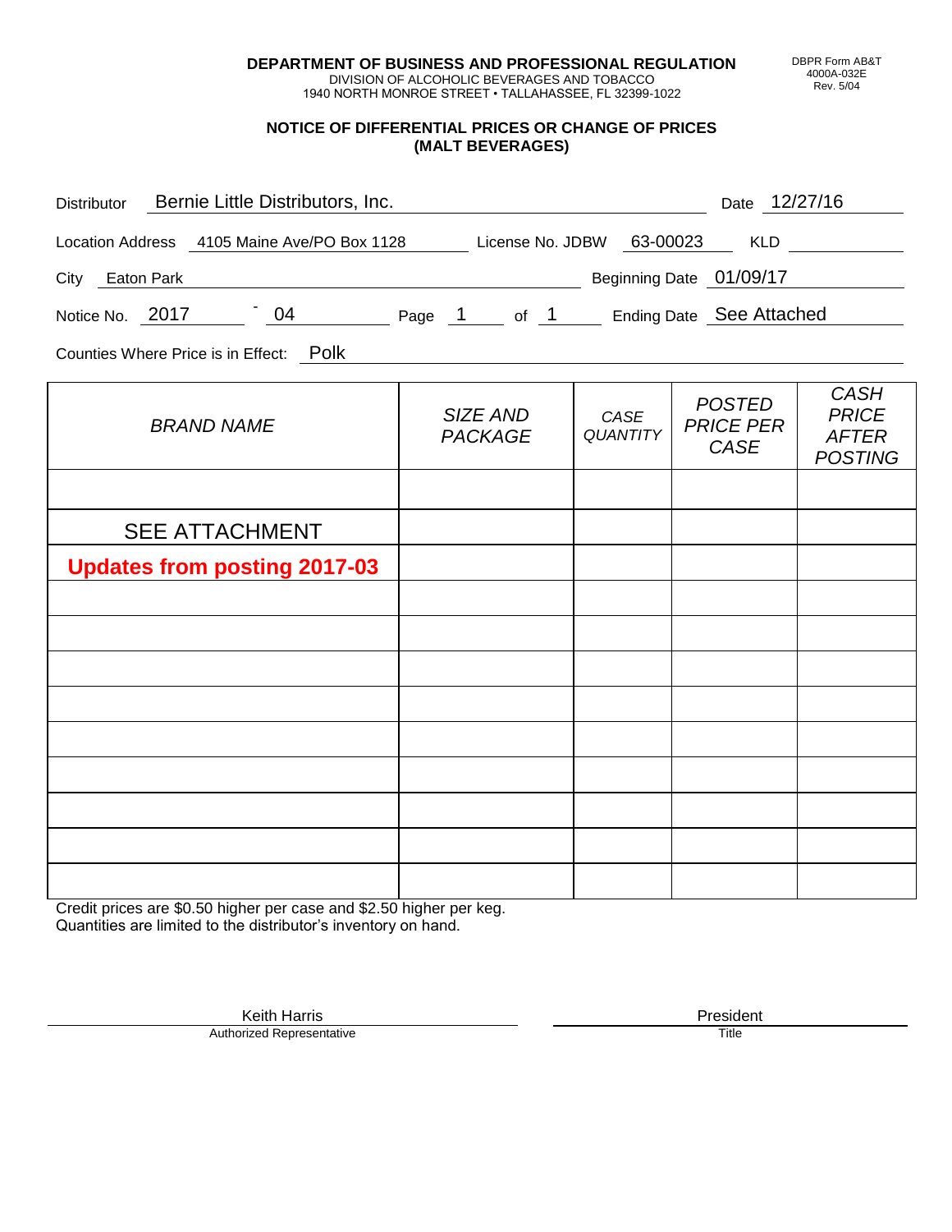**DEPARTMENT OF BUSINESS AND PROFESSIONAL REGULATION**
DIVISION OF ALCOHOLIC BEVERAGES AND TOBACCO
1940 NORTH MONROE STREET • TALLAHASSEE, FL 32399-1022

DBPR Form AB&T
4000A-032E
Rev. 5/04

## NOTICE OF DIFFERENTIAL PRICES OR CHANGE OF PRICES (MALT BEVERAGES)

Distributor: Bernie Little Distributors, Inc. Date: 12/27/16

Location Address: 4105 Maine Ave/PO Box 1128 License No. JDBW: 63-00023 KLD:

City: Eaton Park Beginning Date: 01/09/17

Notice No. 2017 - 04 Page 1 of 1 Ending Date: See Attached

Counties Where Price is in Effect: Polk

| BRAND NAME | SIZE AND PACKAGE | CASE QUANTITY | POSTED PRICE PER CASE | CASH PRICE AFTER POSTING |
|---|---|---|---|---|
| | | | | |
| SEE ATTACHMENT | | | | |
| **Updates from posting 2017-03** | | | | |
| | | | | |
| | | | | |
| | | | | |
| | | | | |
| | | | | |
| | | | | |
| | | | | |
| | | | | |
| | | | | |

Credit prices are $0.50 higher per case and $2.50 higher per keg.
Quantities are limited to the distributor's inventory on hand.

Keith Harris — Authorized Representative

President — Title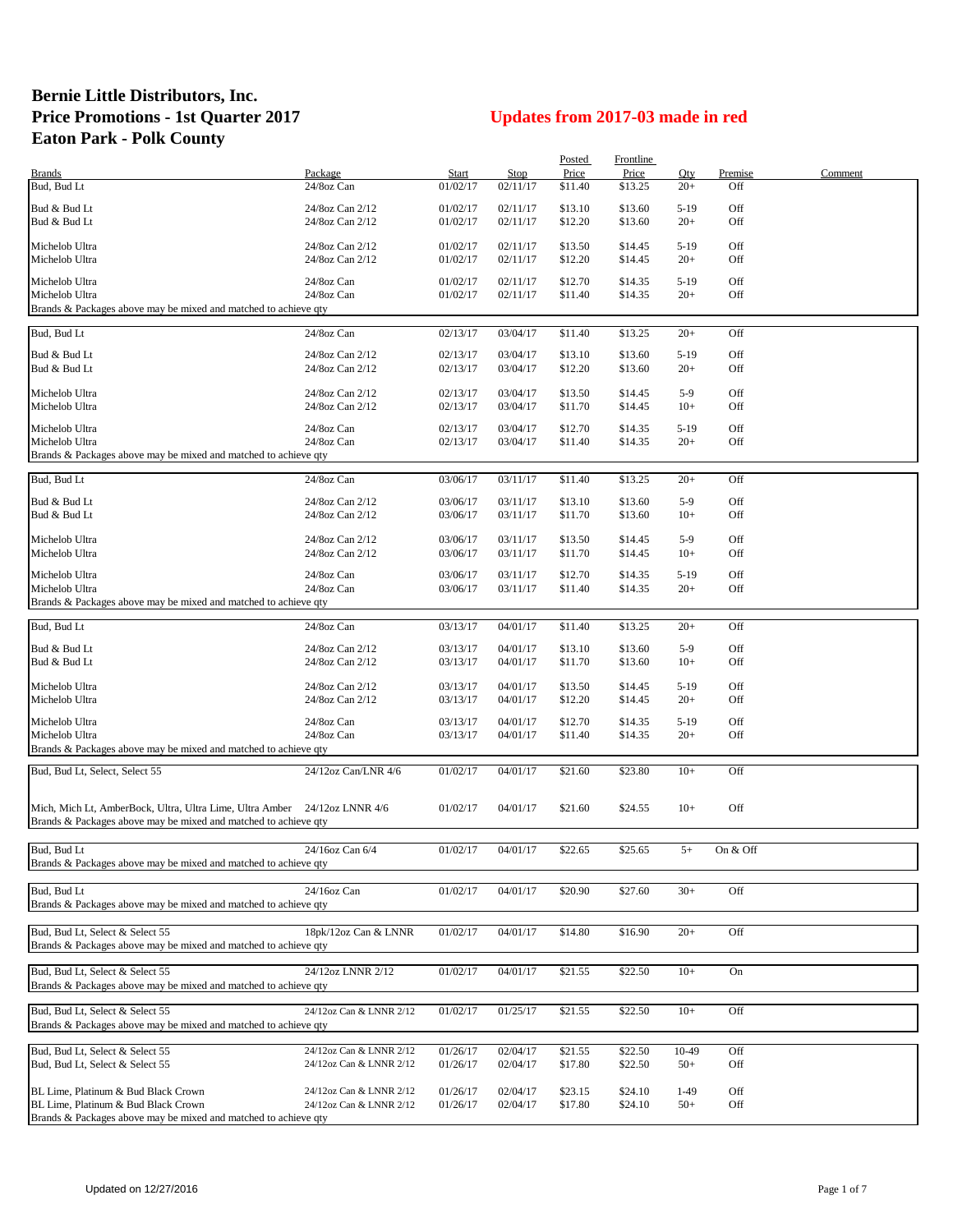# Bernie Little Distributors, Inc.
# Price Promotions - 1st Quarter 2017
# Eaton Park - Polk County

## Updates from 2017-03 made in red

| Brands | Package | Start | Stop | Posted Price | Frontline Price | Qty | Premise | Comment |
|---|---|---|---|---|---|---|---|---|
| Bud, Bud Lt | 24/8oz Can | 01/02/17 | 02/11/17 | $11.40 | $13.25 | 20+ | Off | |
| Bud & Bud Lt | 24/8oz Can 2/12 | 01/02/17 | 02/11/17 | $13.10 | $13.60 | 5-19 | Off | |
| Bud & Bud Lt | 24/8oz Can 2/12 | 01/02/17 | 02/11/17 | $12.20 | $13.60 | 20+ | Off | |
| Michelob Ultra | 24/8oz Can 2/12 | 01/02/17 | 02/11/17 | $13.50 | $14.45 | 5-19 | Off | |
| Michelob Ultra | 24/8oz Can 2/12 | 01/02/17 | 02/11/17 | $12.20 | $14.45 | 20+ | Off | |
| Michelob Ultra | 24/8oz Can | 01/02/17 | 02/11/17 | $12.70 | $14.35 | 5-19 | Off | |
| Michelob Ultra | 24/8oz Can | 01/02/17 | 02/11/17 | $11.40 | $14.35 | 20+ | Off | |
| Brands & Packages above may be mixed and matched to achieve qty | | | | | | | | |
| Bud, Bud Lt | 24/8oz Can | 02/13/17 | 03/04/17 | $11.40 | $13.25 | 20+ | Off | |
| Bud & Bud Lt | 24/8oz Can 2/12 | 02/13/17 | 03/04/17 | $13.10 | $13.60 | 5-19 | Off | |
| Bud & Bud Lt | 24/8oz Can 2/12 | 02/13/17 | 03/04/17 | $12.20 | $13.60 | 20+ | Off | |
| Michelob Ultra | 24/8oz Can 2/12 | 02/13/17 | 03/04/17 | $13.50 | $14.45 | 5-9 | Off | |
| Michelob Ultra | 24/8oz Can 2/12 | 02/13/17 | 03/04/17 | $11.70 | $14.45 | 10+ | Off | |
| Michelob Ultra | 24/8oz Can | 02/13/17 | 03/04/17 | $12.70 | $14.35 | 5-19 | Off | |
| Michelob Ultra | 24/8oz Can | 02/13/17 | 03/04/17 | $11.40 | $14.35 | 20+ | Off | |
| Brands & Packages above may be mixed and matched to achieve qty | | | | | | | | |
| Bud, Bud Lt | 24/8oz Can | 03/06/17 | 03/11/17 | $11.40 | $13.25 | 20+ | Off | |
| Bud & Bud Lt | 24/8oz Can 2/12 | 03/06/17 | 03/11/17 | $13.10 | $13.60 | 5-9 | Off | |
| Bud & Bud Lt | 24/8oz Can 2/12 | 03/06/17 | 03/11/17 | $11.70 | $13.60 | 10+ | Off | |
| Michelob Ultra | 24/8oz Can 2/12 | 03/06/17 | 03/11/17 | $13.50 | $14.45 | 5-9 | Off | |
| Michelob Ultra | 24/8oz Can 2/12 | 03/06/17 | 03/11/17 | $11.70 | $14.45 | 10+ | Off | |
| Michelob Ultra | 24/8oz Can | 03/06/17 | 03/11/17 | $12.70 | $14.35 | 5-19 | Off | |
| Michelob Ultra | 24/8oz Can | 03/06/17 | 03/11/17 | $11.40 | $14.35 | 20+ | Off | |
| Brands & Packages above may be mixed and matched to achieve qty | | | | | | | | |
| Bud, Bud Lt | 24/8oz Can | 03/13/17 | 04/01/17 | $11.40 | $13.25 | 20+ | Off | |
| Bud & Bud Lt | 24/8oz Can 2/12 | 03/13/17 | 04/01/17 | $13.10 | $13.60 | 5-9 | Off | |
| Bud & Bud Lt | 24/8oz Can 2/12 | 03/13/17 | 04/01/17 | $11.70 | $13.60 | 10+ | Off | |
| Michelob Ultra | 24/8oz Can 2/12 | 03/13/17 | 04/01/17 | $13.50 | $14.45 | 5-19 | Off | |
| Michelob Ultra | 24/8oz Can 2/12 | 03/13/17 | 04/01/17 | $12.20 | $14.45 | 20+ | Off | |
| Michelob Ultra | 24/8oz Can | 03/13/17 | 04/01/17 | $12.70 | $14.35 | 5-19 | Off | |
| Michelob Ultra | 24/8oz Can | 03/13/17 | 04/01/17 | $11.40 | $14.35 | 20+ | Off | |
| Brands & Packages above may be mixed and matched to achieve qty | | | | | | | | |
| Bud, Bud Lt, Select, Select 55 | 24/12oz Can/LNR 4/6 | 01/02/17 | 04/01/17 | $21.60 | $23.80 | 10+ | Off | |
| Mich, Mich Lt, AmberBock, Ultra, Ultra Lime, Ultra Amber | 24/12oz LNNR 4/6 | 01/02/17 | 04/01/17 | $21.60 | $24.55 | 10+ | Off | |
| Brands & Packages above may be mixed and matched to achieve qty | | | | | | | | |
| Bud, Bud Lt | 24/16oz Can 6/4 | 01/02/17 | 04/01/17 | $22.65 | $25.65 | 5+ | On & Off | |
| Brands & Packages above may be mixed and matched to achieve qty | | | | | | | | |
| Bud, Bud Lt | 24/16oz Can | 01/02/17 | 04/01/17 | $20.90 | $27.60 | 30+ | Off | |
| Brands & Packages above may be mixed and matched to achieve qty | | | | | | | | |
| Bud, Bud Lt, Select & Select 55 | 18pk/12oz Can & LNNR | 01/02/17 | 04/01/17 | $14.80 | $16.90 | 20+ | Off | |
| Brands & Packages above may be mixed and matched to achieve qty | | | | | | | | |
| Bud, Bud Lt, Select & Select 55 | 24/12oz LNNR 2/12 | 01/02/17 | 04/01/17 | $21.55 | $22.50 | 10+ | On | |
| Brands & Packages above may be mixed and matched to achieve qty | | | | | | | | |
| Bud, Bud Lt, Select & Select 55 | 24/12oz Can & LNNR 2/12 | 01/02/17 | 01/25/17 | $21.55 | $22.50 | 10+ | Off | |
| Brands & Packages above may be mixed and matched to achieve qty | | | | | | | | |
| Bud, Bud Lt, Select & Select 55 | 24/12oz Can & LNNR 2/12 | 01/26/17 | 02/04/17 | $21.55 | $22.50 | 10-49 | Off | |
| Bud, Bud Lt, Select & Select 55 | 24/12oz Can & LNNR 2/12 | 01/26/17 | 02/04/17 | $17.80 | $22.50 | 50+ | Off | |
| BL Lime, Platinum & Bud Black Crown | 24/12oz Can & LNNR 2/12 | 01/26/17 | 02/04/17 | $23.15 | $24.10 | 1-49 | Off | |
| BL Lime, Platinum & Bud Black Crown | 24/12oz Can & LNNR 2/12 | 01/26/17 | 02/04/17 | $17.80 | $24.10 | 50+ | Off | |
| Brands & Packages above may be mixed and matched to achieve qty | | | | | | | | |

Updated on 12/27/2016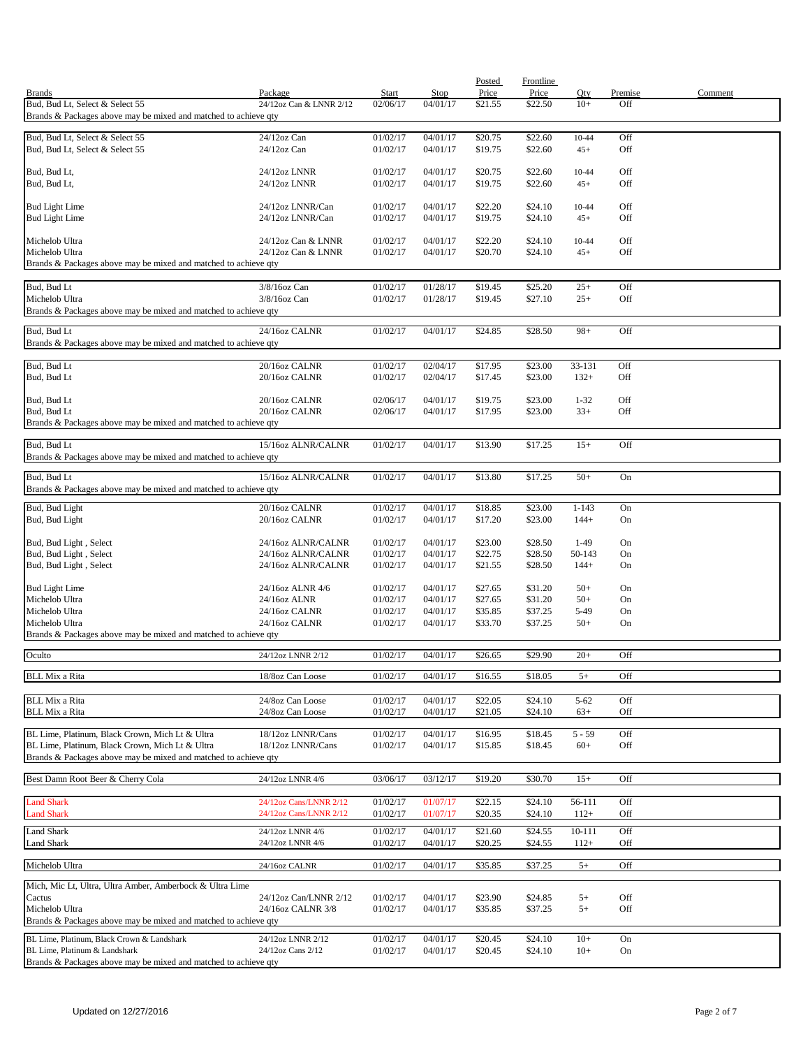| Brands | Package | Start | Stop | Posted Price | Frontline Price | Qty | Premise | Comment |
|---|---|---|---|---|---|---|---|---|
| Bud, Bud Lt, Select & Select 55 | 24/12oz Can & LNNR 2/12 | 02/06/17 | 04/01/17 | $21.55 | $22.50 | 10+ | Off | |
| Brands & Packages above may be mixed and matched to achieve qty | | | | | | | | |
| Bud, Bud Lt, Select & Select 55 | 24/12oz Can | 01/02/17 | 04/01/17 | $20.75 | $22.60 | 10-44 | Off | |
| Bud, Bud Lt, Select & Select 55 | 24/12oz Can | 01/02/17 | 04/01/17 | $19.75 | $22.60 | 45+ | Off | |
| Bud, Bud Lt, | 24/12oz LNNR | 01/02/17 | 04/01/17 | $20.75 | $22.60 | 10-44 | Off | |
| Bud, Bud Lt, | 24/12oz LNNR | 01/02/17 | 04/01/17 | $19.75 | $22.60 | 45+ | Off | |
| Bud Light Lime | 24/12oz LNNR/Can | 01/02/17 | 04/01/17 | $22.20 | $24.10 | 10-44 | Off | |
| Bud Light Lime | 24/12oz LNNR/Can | 01/02/17 | 04/01/17 | $19.75 | $24.10 | 45+ | Off | |
| Michelob Ultra | 24/12oz Can & LNNR | 01/02/17 | 04/01/17 | $22.20 | $24.10 | 10-44 | Off | |
| Michelob Ultra | 24/12oz Can & LNNR | 01/02/17 | 04/01/17 | $20.70 | $24.10 | 45+ | Off | |
| Brands & Packages above may be mixed and matched to achieve qty | | | | | | | | |
| Bud, Bud Lt | 3/8/16oz Can | 01/02/17 | 01/28/17 | $19.45 | $25.20 | 25+ | Off | |
| Michelob Ultra | 3/8/16oz Can | 01/02/17 | 01/28/17 | $19.45 | $27.10 | 25+ | Off | |
| Brands & Packages above may be mixed and matched to achieve qty | | | | | | | | |
| Bud, Bud Lt | 24/16oz CALNR | 01/02/17 | 04/01/17 | $24.85 | $28.50 | 98+ | Off | |
| Brands & Packages above may be mixed and matched to achieve qty | | | | | | | | |
| Bud, Bud Lt | 20/16oz CALNR | 01/02/17 | 02/04/17 | $17.95 | $23.00 | 33-131 | Off | |
| Bud, Bud Lt | 20/16oz CALNR | 01/02/17 | 02/04/17 | $17.45 | $23.00 | 132+ | Off | |
| Bud, Bud Lt | 20/16oz CALNR | 02/06/17 | 04/01/17 | $19.75 | $23.00 | 1-32 | Off | |
| Bud, Bud Lt | 20/16oz CALNR | 02/06/17 | 04/01/17 | $17.95 | $23.00 | 33+ | Off | |
| Brands & Packages above may be mixed and matched to achieve qty | | | | | | | | |
| Bud, Bud Lt | 15/16oz ALNR/CALNR | 01/02/17 | 04/01/17 | $13.90 | $17.25 | 15+ | Off | |
| Brands & Packages above may be mixed and matched to achieve qty | | | | | | | | |
| Bud, Bud Lt | 15/16oz ALNR/CALNR | 01/02/17 | 04/01/17 | $13.80 | $17.25 | 50+ | On | |
| Brands & Packages above may be mixed and matched to achieve qty | | | | | | | | |
| Bud, Bud Light | 20/16oz CALNR | 01/02/17 | 04/01/17 | $18.85 | $23.00 | 1-143 | On | |
| Bud, Bud Light | 20/16oz CALNR | 01/02/17 | 04/01/17 | $17.20 | $23.00 | 144+ | On | |
| Bud, Bud Light , Select | 24/16oz ALNR/CALNR | 01/02/17 | 04/01/17 | $23.00 | $28.50 | 1-49 | On | |
| Bud, Bud Light , Select | 24/16oz ALNR/CALNR | 01/02/17 | 04/01/17 | $22.75 | $28.50 | 50-143 | On | |
| Bud, Bud Light , Select | 24/16oz ALNR/CALNR | 01/02/17 | 04/01/17 | $21.55 | $28.50 | 144+ | On | |
| Bud Light Lime | 24/16oz ALNR 4/6 | 01/02/17 | 04/01/17 | $27.65 | $31.20 | 50+ | On | |
| Michelob Ultra | 24/16oz ALNR | 01/02/17 | 04/01/17 | $27.65 | $31.20 | 50+ | On | |
| Michelob Ultra | 24/16oz CALNR | 01/02/17 | 04/01/17 | $35.85 | $37.25 | 5-49 | On | |
| Michelob Ultra | 24/16oz CALNR | 01/02/17 | 04/01/17 | $33.70 | $37.25 | 50+ | On | |
| Brands & Packages above may be mixed and matched to achieve qty | | | | | | | | |
| Oculto | 24/12oz LNNR 2/12 | 01/02/17 | 04/01/17 | $26.65 | $29.90 | 20+ | Off | |
| BLL Mix a Rita | 18/8oz Can Loose | 01/02/17 | 04/01/17 | $16.55 | $18.05 | 5+ | Off | |
| BLL Mix a Rita | 24/8oz Can Loose | 01/02/17 | 04/01/17 | $22.05 | $24.10 | 5-62 | Off | |
| BLL Mix a Rita | 24/8oz Can Loose | 01/02/17 | 04/01/17 | $21.05 | $24.10 | 63+ | Off | |
| BL Lime, Platinum, Black Crown, Mich Lt & Ultra | 18/12oz LNNR/Cans | 01/02/17 | 04/01/17 | $16.95 | $18.45 | 5 - 59 | Off | |
| BL Lime, Platinum, Black Crown, Mich Lt & Ultra | 18/12oz LNNR/Cans | 01/02/17 | 04/01/17 | $15.85 | $18.45 | 60+ | Off | |
| Brands & Packages above may be mixed and matched to achieve qty | | | | | | | | |
| Best Damn Root Beer & Cherry Cola | 24/12oz LNNR 4/6 | 03/06/17 | 03/12/17 | $19.20 | $30.70 | 15+ | Off | |
| Land Shark | 24/12oz Cans/LNNR 2/12 | 01/02/17 | 01/07/17 | $22.15 | $24.10 | 56-111 | Off | |
| Land Shark | 24/12oz Cans/LNNR 2/12 | 01/02/17 | 01/07/17 | $20.35 | $24.10 | 112+ | Off | |
| Land Shark | 24/12oz LNNR 4/6 | 01/02/17 | 04/01/17 | $21.60 | $24.55 | 10-111 | Off | |
| Land Shark | 24/12oz LNNR 4/6 | 01/02/17 | 04/01/17 | $20.25 | $24.55 | 112+ | Off | |
| Michelob Ultra | 24/16oz CALNR | 01/02/17 | 04/01/17 | $35.85 | $37.25 | 5+ | Off | |
| Mich, Mic Lt, Ultra, Ultra Amber, Amberbock & Ultra Lime | | | | | | | | |
| Cactus | 24/12oz Can/LNNR 2/12 | 01/02/17 | 04/01/17 | $23.90 | $24.85 | 5+ | Off | |
| Michelob Ultra | 24/16oz CALNR 3/8 | 01/02/17 | 04/01/17 | $35.85 | $37.25 | 5+ | Off | |
| Brands & Packages above may be mixed and matched to achieve qty | | | | | | | | |
| BL Lime, Platinum, Black Crown & Landshark | 24/12oz LNNR 2/12 | 01/02/17 | 04/01/17 | $20.45 | $24.10 | 10+ | On | |
| BL Lime, Platinum & Landshark | 24/12oz Cans 2/12 | 01/02/17 | 04/01/17 | $20.45 | $24.10 | 10+ | On | |
| Brands & Packages above may be mixed and matched to achieve qty | | | | | | | | |

Updated on 12/27/2016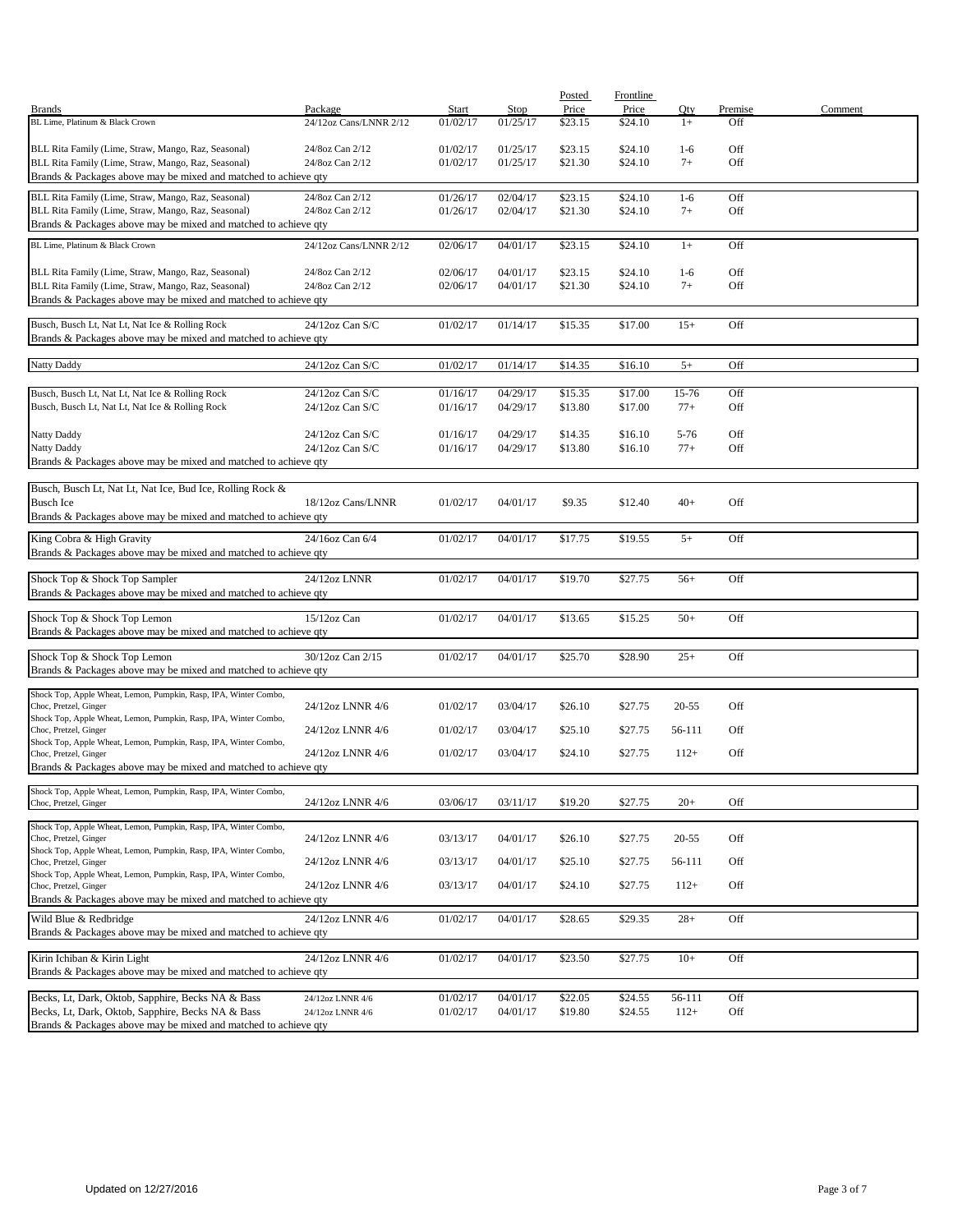| Brands | Package | Start | Stop | Posted Price | Frontline Price | Qty | Premise | Comment |
|---|---|---|---|---|---|---|---|---|
| BL Lime, Platinum & Black Crown | 24/12oz Cans/LNNR 2/12 | 01/02/17 | 01/25/17 | $23.15 | $24.10 | 1+ | Off | |
| BLL Rita Family (Lime, Straw, Mango, Raz, Seasonal) | 24/8oz Can 2/12 | 01/02/17 | 01/25/17 | $23.15 | $24.10 | 1-6 | Off | |
| BLL Rita Family (Lime, Straw, Mango, Raz, Seasonal) | 24/8oz Can 2/12 | 01/02/17 | 01/25/17 | $21.30 | $24.10 | 7+ | Off | |
| Brands & Packages above may be mixed and matched to achieve qty | | | | | | | | |
| BLL Rita Family (Lime, Straw, Mango, Raz, Seasonal) | 24/8oz Can 2/12 | 01/26/17 | 02/04/17 | $23.15 | $24.10 | 1-6 | Off | |
| BLL Rita Family (Lime, Straw, Mango, Raz, Seasonal) | 24/8oz Can 2/12 | 01/26/17 | 02/04/17 | $21.30 | $24.10 | 7+ | Off | |
| Brands & Packages above may be mixed and matched to achieve qty | | | | | | | | |
| BL Lime, Platinum & Black Crown | 24/12oz Cans/LNNR 2/12 | 02/06/17 | 04/01/17 | $23.15 | $24.10 | 1+ | Off | |
| BLL Rita Family (Lime, Straw, Mango, Raz, Seasonal) | 24/8oz Can 2/12 | 02/06/17 | 04/01/17 | $23.15 | $24.10 | 1-6 | Off | |
| BLL Rita Family (Lime, Straw, Mango, Raz, Seasonal) | 24/8oz Can 2/12 | 02/06/17 | 04/01/17 | $21.30 | $24.10 | 7+ | Off | |
| Brands & Packages above may be mixed and matched to achieve qty | | | | | | | | |
| Busch, Busch Lt, Nat Lt, Nat Ice & Rolling Rock | 24/12oz Can S/C | 01/02/17 | 01/14/17 | $15.35 | $17.00 | 15+ | Off | |
| Brands & Packages above may be mixed and matched to achieve qty | | | | | | | | |
| Natty Daddy | 24/12oz Can S/C | 01/02/17 | 01/14/17 | $14.35 | $16.10 | 5+ | Off | |
| Busch, Busch Lt, Nat Lt, Nat Ice & Rolling Rock | 24/12oz Can S/C | 01/16/17 | 04/29/17 | $15.35 | $17.00 | 15-76 | Off | |
| Busch, Busch Lt, Nat Lt, Nat Ice & Rolling Rock | 24/12oz Can S/C | 01/16/17 | 04/29/17 | $13.80 | $17.00 | 77+ | Off | |
| Natty Daddy | 24/12oz Can S/C | 01/16/17 | 04/29/17 | $14.35 | $16.10 | 5-76 | Off | |
| Natty Daddy | 24/12oz Can S/C | 01/16/17 | 04/29/17 | $13.80 | $16.10 | 77+ | Off | |
| Brands & Packages above may be mixed and matched to achieve qty | | | | | | | | |
| Busch, Busch Lt, Nat Lt, Nat Ice, Bud Ice, Rolling Rock & Busch Ice | 18/12oz Cans/LNNR | 01/02/17 | 04/01/17 | $9.35 | $12.40 | 40+ | Off | |
| Brands & Packages above may be mixed and matched to achieve qty | | | | | | | | |
| King Cobra & High Gravity | 24/16oz Can 6/4 | 01/02/17 | 04/01/17 | $17.75 | $19.55 | 5+ | Off | |
| Brands & Packages above may be mixed and matched to achieve qty | | | | | | | | |
| Shock Top & Shock Top Sampler | 24/12oz LNNR | 01/02/17 | 04/01/17 | $19.70 | $27.75 | 56+ | Off | |
| Brands & Packages above may be mixed and matched to achieve qty | | | | | | | | |
| Shock Top & Shock Top Lemon | 15/12oz Can | 01/02/17 | 04/01/17 | $13.65 | $15.25 | 50+ | Off | |
| Brands & Packages above may be mixed and matched to achieve qty | | | | | | | | |
| Shock Top & Shock Top Lemon | 30/12oz Can 2/15 | 01/02/17 | 04/01/17 | $25.70 | $28.90 | 25+ | Off | |
| Brands & Packages above may be mixed and matched to achieve qty | | | | | | | | |
| Shock Top, Apple Wheat, Lemon, Pumpkin, Rasp, IPA, Winter Combo, Choc, Pretzel, Ginger | 24/12oz LNNR 4/6 | 01/02/17 | 03/04/17 | $26.10 | $27.75 | 20-55 | Off | |
| Shock Top, Apple Wheat, Lemon, Pumpkin, Rasp, IPA, Winter Combo, Choc, Pretzel, Ginger | 24/12oz LNNR 4/6 | 01/02/17 | 03/04/17 | $25.10 | $27.75 | 56-111 | Off | |
| Shock Top, Apple Wheat, Lemon, Pumpkin, Rasp, IPA, Winter Combo, Choc, Pretzel, Ginger | 24/12oz LNNR 4/6 | 01/02/17 | 03/04/17 | $24.10 | $27.75 | 112+ | Off | |
| Brands & Packages above may be mixed and matched to achieve qty | | | | | | | | |
| Shock Top, Apple Wheat, Lemon, Pumpkin, Rasp, IPA, Winter Combo, Choc, Pretzel, Ginger | 24/12oz LNNR 4/6 | 03/06/17 | 03/11/17 | $19.20 | $27.75 | 20+ | Off | |
| Shock Top, Apple Wheat, Lemon, Pumpkin, Rasp, IPA, Winter Combo, Choc, Pretzel, Ginger | 24/12oz LNNR 4/6 | 03/13/17 | 04/01/17 | $26.10 | $27.75 | 20-55 | Off | |
| Shock Top, Apple Wheat, Lemon, Pumpkin, Rasp, IPA, Winter Combo, Choc, Pretzel, Ginger | 24/12oz LNNR 4/6 | 03/13/17 | 04/01/17 | $25.10 | $27.75 | 56-111 | Off | |
| Shock Top, Apple Wheat, Lemon, Pumpkin, Rasp, IPA, Winter Combo, Choc, Pretzel, Ginger | 24/12oz LNNR 4/6 | 03/13/17 | 04/01/17 | $24.10 | $27.75 | 112+ | Off | |
| Brands & Packages above may be mixed and matched to achieve qty | | | | | | | | |
| Wild Blue & Redbridge | 24/12oz LNNR 4/6 | 01/02/17 | 04/01/17 | $28.65 | $29.35 | 28+ | Off | |
| Brands & Packages above may be mixed and matched to achieve qty | | | | | | | | |
| Kirin Ichiban & Kirin Light | 24/12oz LNNR 4/6 | 01/02/17 | 04/01/17 | $23.50 | $27.75 | 10+ | Off | |
| Brands & Packages above may be mixed and matched to achieve qty | | | | | | | | |
| Becks, Lt, Dark, Oktob, Sapphire, Becks NA & Bass | 24/12oz LNNR 4/6 | 01/02/17 | 04/01/17 | $22.05 | $24.55 | 56-111 | Off | |
| Becks, Lt, Dark, Oktob, Sapphire, Becks NA & Bass | 24/12oz LNNR 4/6 | 01/02/17 | 04/01/17 | $19.80 | $24.55 | 112+ | Off | |
| Brands & Packages above may be mixed and matched to achieve qty | | | | | | | | |

Updated on 12/27/2016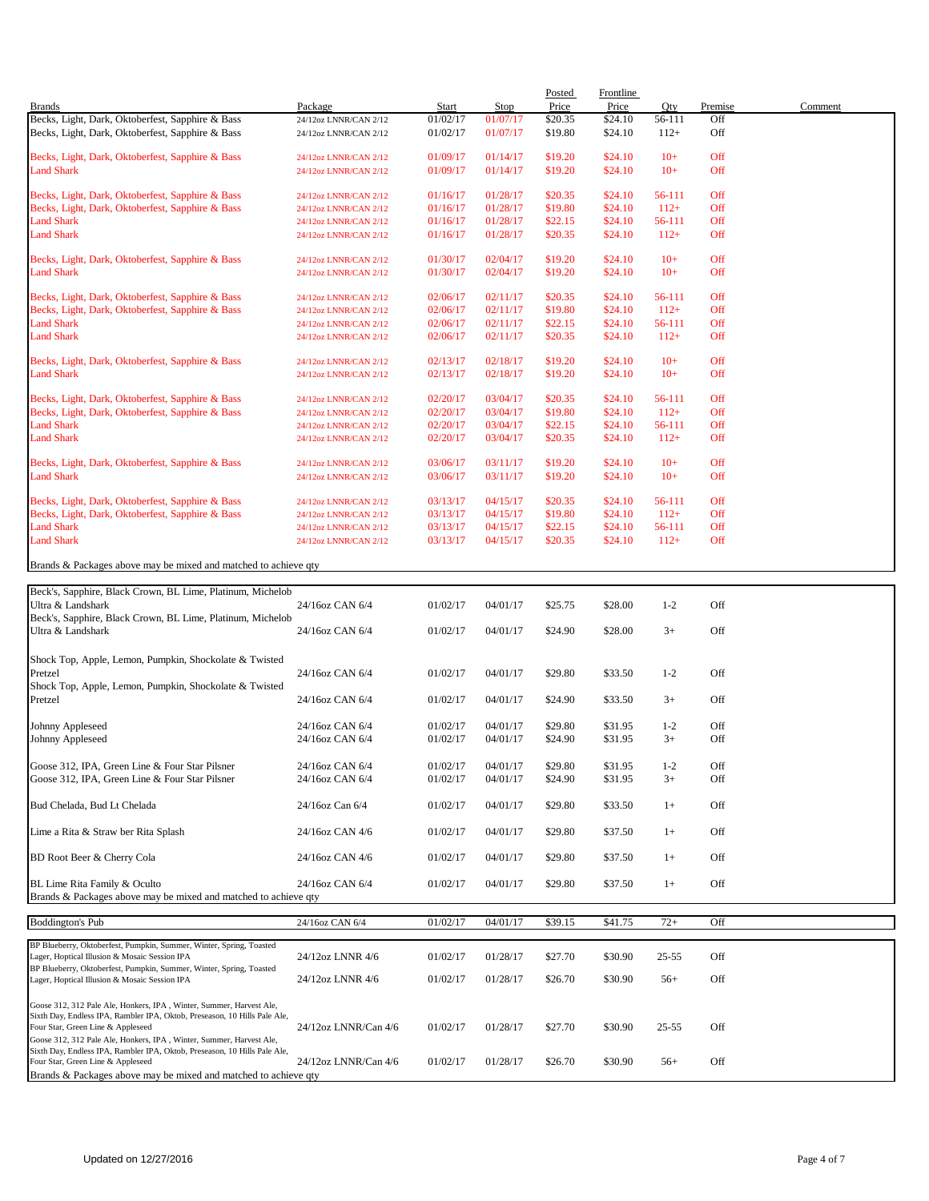| Brands | Package | Start | Stop | Posted Price | Frontline Price | Qty | Premise | Comment |
|---|---|---|---|---|---|---|---|---|
| Becks, Light, Dark, Oktoberfest, Sapphire & Bass | 24/12oz LNNR/CAN 2/12 | 01/02/17 | 01/07/17 | $20.35 | $24.10 | 56-111 | Off | |
| Becks, Light, Dark, Oktoberfest, Sapphire & Bass | 24/12oz LNNR/CAN 2/12 | 01/02/17 | 01/07/17 | $19.80 | $24.10 | 112+ | Off | |
| Becks, Light, Dark, Oktoberfest, Sapphire & Bass | 24/12oz LNNR/CAN 2/12 | 01/09/17 | 01/14/17 | $19.20 | $24.10 | 10+ | Off | |
| Land Shark | 24/12oz LNNR/CAN 2/12 | 01/09/17 | 01/14/17 | $19.20 | $24.10 | 10+ | Off | |
| Becks, Light, Dark, Oktoberfest, Sapphire & Bass | 24/12oz LNNR/CAN 2/12 | 01/16/17 | 01/28/17 | $20.35 | $24.10 | 56-111 | Off | |
| Becks, Light, Dark, Oktoberfest, Sapphire & Bass | 24/12oz LNNR/CAN 2/12 | 01/16/17 | 01/28/17 | $19.80 | $24.10 | 112+ | Off | |
| Land Shark | 24/12oz LNNR/CAN 2/12 | 01/16/17 | 01/28/17 | $22.15 | $24.10 | 56-111 | Off | |
| Land Shark | 24/12oz LNNR/CAN 2/12 | 01/16/17 | 01/28/17 | $20.35 | $24.10 | 112+ | Off | |
| Becks, Light, Dark, Oktoberfest, Sapphire & Bass | 24/12oz LNNR/CAN 2/12 | 01/30/17 | 02/04/17 | $19.20 | $24.10 | 10+ | Off | |
| Land Shark | 24/12oz LNNR/CAN 2/12 | 01/30/17 | 02/04/17 | $19.20 | $24.10 | 10+ | Off | |
| Becks, Light, Dark, Oktoberfest, Sapphire & Bass | 24/12oz LNNR/CAN 2/12 | 02/06/17 | 02/11/17 | $20.35 | $24.10 | 56-111 | Off | |
| Becks, Light, Dark, Oktoberfest, Sapphire & Bass | 24/12oz LNNR/CAN 2/12 | 02/06/17 | 02/11/17 | $19.80 | $24.10 | 112+ | Off | |
| Land Shark | 24/12oz LNNR/CAN 2/12 | 02/06/17 | 02/11/17 | $22.15 | $24.10 | 56-111 | Off | |
| Land Shark | 24/12oz LNNR/CAN 2/12 | 02/06/17 | 02/11/17 | $20.35 | $24.10 | 112+ | Off | |
| Becks, Light, Dark, Oktoberfest, Sapphire & Bass | 24/12oz LNNR/CAN 2/12 | 02/13/17 | 02/18/17 | $19.20 | $24.10 | 10+ | Off | |
| Land Shark | 24/12oz LNNR/CAN 2/12 | 02/13/17 | 02/18/17 | $19.20 | $24.10 | 10+ | Off | |
| Becks, Light, Dark, Oktoberfest, Sapphire & Bass | 24/12oz LNNR/CAN 2/12 | 02/20/17 | 03/04/17 | $20.35 | $24.10 | 56-111 | Off | |
| Becks, Light, Dark, Oktoberfest, Sapphire & Bass | 24/12oz LNNR/CAN 2/12 | 02/20/17 | 03/04/17 | $19.80 | $24.10 | 112+ | Off | |
| Land Shark | 24/12oz LNNR/CAN 2/12 | 02/20/17 | 03/04/17 | $22.15 | $24.10 | 56-111 | Off | |
| Land Shark | 24/12oz LNNR/CAN 2/12 | 02/20/17 | 03/04/17 | $20.35 | $24.10 | 112+ | Off | |
| Becks, Light, Dark, Oktoberfest, Sapphire & Bass | 24/12oz LNNR/CAN 2/12 | 03/06/17 | 03/11/17 | $19.20 | $24.10 | 10+ | Off | |
| Land Shark | 24/12oz LNNR/CAN 2/12 | 03/06/17 | 03/11/17 | $19.20 | $24.10 | 10+ | Off | |
| Becks, Light, Dark, Oktoberfest, Sapphire & Bass | 24/12oz LNNR/CAN 2/12 | 03/13/17 | 04/15/17 | $20.35 | $24.10 | 56-111 | Off | |
| Becks, Light, Dark, Oktoberfest, Sapphire & Bass | 24/12oz LNNR/CAN 2/12 | 03/13/17 | 04/15/17 | $19.80 | $24.10 | 112+ | Off | |
| Land Shark | 24/12oz LNNR/CAN 2/12 | 03/13/17 | 04/15/17 | $22.15 | $24.10 | 56-111 | Off | |
| Land Shark | 24/12oz LNNR/CAN 2/12 | 03/13/17 | 04/15/17 | $20.35 | $24.10 | 112+ | Off | |
| Brands & Packages above may be mixed and matched to achieve qty | | | | | | | | |
| Beck's, Sapphire, Black Crown, BL Lime, Platinum, Michelob Ultra & Landshark | 24/16oz CAN 6/4 | 01/02/17 | 04/01/17 | $25.75 | $28.00 | 1-2 | Off | |
| Beck's, Sapphire, Black Crown, BL Lime, Platinum, Michelob Ultra & Landshark | 24/16oz CAN 6/4 | 01/02/17 | 04/01/17 | $24.90 | $28.00 | 3+ | Off | |
| Shock Top, Apple, Lemon, Pumpkin, Shockolate & Twisted Pretzel | 24/16oz CAN 6/4 | 01/02/17 | 04/01/17 | $29.80 | $33.50 | 1-2 | Off | |
| Shock Top, Apple, Lemon, Pumpkin, Shockolate & Twisted Pretzel | 24/16oz CAN 6/4 | 01/02/17 | 04/01/17 | $24.90 | $33.50 | 3+ | Off | |
| Johnny Appleseed | 24/16oz CAN 6/4 | 01/02/17 | 04/01/17 | $29.80 | $31.95 | 1-2 | Off | |
| Johnny Appleseed | 24/16oz CAN 6/4 | 01/02/17 | 04/01/17 | $24.90 | $31.95 | 3+ | Off | |
| Goose 312, IPA, Green Line & Four Star Pilsner | 24/16oz CAN 6/4 | 01/02/17 | 04/01/17 | $29.80 | $31.95 | 1-2 | Off | |
| Goose 312, IPA, Green Line & Four Star Pilsner | 24/16oz CAN 6/4 | 01/02/17 | 04/01/17 | $24.90 | $31.95 | 3+ | Off | |
| Bud Chelada, Bud Lt Chelada | 24/16oz Can 6/4 | 01/02/17 | 04/01/17 | $29.80 | $33.50 | 1+ | Off | |
| Lime a Rita & Straw ber Rita Splash | 24/16oz CAN 4/6 | 01/02/17 | 04/01/17 | $29.80 | $37.50 | 1+ | Off | |
| BD Root Beer & Cherry Cola | 24/16oz CAN 4/6 | 01/02/17 | 04/01/17 | $29.80 | $37.50 | 1+ | Off | |
| BL Lime Rita Family & Oculto | 24/16oz CAN 6/4 | 01/02/17 | 04/01/17 | $29.80 | $37.50 | 1+ | Off | |
| Brands & Packages above may be mixed and matched to achieve qty | | | | | | | | |
| Boddington's Pub | 24/16oz CAN 6/4 | 01/02/17 | 04/01/17 | $39.15 | $41.75 | 72+ | Off | |
| BP Blueberry, Oktoberfest, Pumpkin, Summer, Winter, Spring, Toasted Lager, Hoptical Illusion & Mosaic Session IPA | 24/12oz LNNR 4/6 | 01/02/17 | 01/28/17 | $27.70 | $30.90 | 25-55 | Off | |
| BP Blueberry, Oktoberfest, Pumpkin, Summer, Winter, Spring, Toasted Lager, Hoptical Illusion & Mosaic Session IPA | 24/12oz LNNR 4/6 | 01/02/17 | 01/28/17 | $26.70 | $30.90 | 56+ | Off | |
| Goose 312, 312 Pale Ale, Honkers, IPA , Winter, Summer, Harvest Ale, Sixth Day, Endless IPA, Rambler IPA, Oktob, Preseason, 10 Hills Pale Ale, Four Star, Green Line & Appleseed | 24/12oz LNNR/Can 4/6 | 01/02/17 | 01/28/17 | $27.70 | $30.90 | 25-55 | Off | |
| Goose 312, 312 Pale Ale, Honkers, IPA , Winter, Summer, Harvest Ale, Sixth Day, Endless IPA, Rambler IPA, Oktob, Preseason, 10 Hills Pale Ale, Four Star, Green Line & Appleseed | 24/12oz LNNR/Can 4/6 | 01/02/17 | 01/28/17 | $26.70 | $30.90 | 56+ | Off | |
| Brands & Packages above may be mixed and matched to achieve qty | | | | | | | | |

Updated on 12/27/2016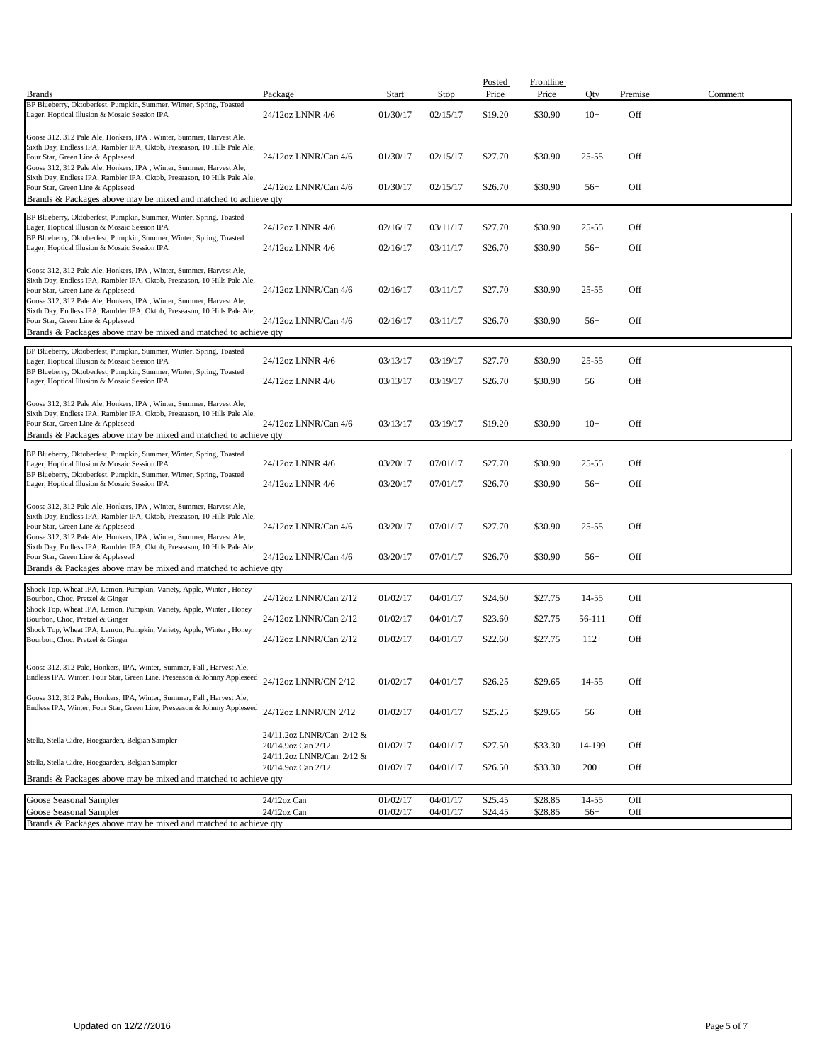| Brands | Package | Start | Stop | Posted Price | Frontline Price | Qty | Premise | Comment |
|---|---|---|---|---|---|---|---|---|
| BP Blueberry, Oktoberfest, Pumpkin, Summer, Winter, Spring, Toasted Lager, Hoptical Illusion & Mosaic Session IPA | 24/12oz LNNR 4/6 | 01/30/17 | 02/15/17 | $19.20 | $30.90 | 10+ | Off | |
| Goose 312, 312 Pale Ale, Honkers, IPA , Winter, Summer, Harvest Ale, Sixth Day, Endless IPA, Rambler IPA, Oktob, Preseason, 10 Hills Pale Ale, Four Star, Green Line & Appleseed | 24/12oz LNNR/Can 4/6 | 01/30/17 | 02/15/17 | $27.70 | $30.90 | 25-55 | Off | |
| Goose 312, 312 Pale Ale, Honkers, IPA , Winter, Summer, Harvest Ale, Sixth Day, Endless IPA, Rambler IPA, Oktob, Preseason, 10 Hills Pale Ale, Four Star, Green Line & Appleseed | 24/12oz LNNR/Can 4/6 | 01/30/17 | 02/15/17 | $26.70 | $30.90 | 56+ | Off | |
| Brands & Packages above may be mixed and matched to achieve qty | | | | | | | | |
| BP Blueberry, Oktoberfest, Pumpkin, Summer, Winter, Spring, Toasted Lager, Hoptical Illusion & Mosaic Session IPA | 24/12oz LNNR 4/6 | 02/16/17 | 03/11/17 | $27.70 | $30.90 | 25-55 | Off | |
| BP Blueberry, Oktoberfest, Pumpkin, Summer, Winter, Spring, Toasted Lager, Hoptical Illusion & Mosaic Session IPA | 24/12oz LNNR 4/6 | 02/16/17 | 03/11/17 | $26.70 | $30.90 | 56+ | Off | |
| Goose 312, 312 Pale Ale, Honkers, IPA , Winter, Summer, Harvest Ale, Sixth Day, Endless IPA, Rambler IPA, Oktob, Preseason, 10 Hills Pale Ale, Four Star, Green Line & Appleseed | 24/12oz LNNR/Can 4/6 | 02/16/17 | 03/11/17 | $27.70 | $30.90 | 25-55 | Off | |
| Goose 312, 312 Pale Ale, Honkers, IPA , Winter, Summer, Harvest Ale, Sixth Day, Endless IPA, Rambler IPA, Oktob, Preseason, 10 Hills Pale Ale, Four Star, Green Line & Appleseed | 24/12oz LNNR/Can 4/6 | 02/16/17 | 03/11/17 | $26.70 | $30.90 | 56+ | Off | |
| Brands & Packages above may be mixed and matched to achieve qty | | | | | | | | |
| BP Blueberry, Oktoberfest, Pumpkin, Summer, Winter, Spring, Toasted Lager, Hoptical Illusion & Mosaic Session IPA | 24/12oz LNNR 4/6 | 03/13/17 | 03/19/17 | $27.70 | $30.90 | 25-55 | Off | |
| BP Blueberry, Oktoberfest, Pumpkin, Summer, Winter, Spring, Toasted Lager, Hoptical Illusion & Mosaic Session IPA | 24/12oz LNNR 4/6 | 03/13/17 | 03/19/17 | $26.70 | $30.90 | 56+ | Off | |
| Goose 312, 312 Pale Ale, Honkers, IPA , Winter, Summer, Harvest Ale, Sixth Day, Endless IPA, Rambler IPA, Oktob, Preseason, 10 Hills Pale Ale, Four Star, Green Line & Appleseed | 24/12oz LNNR/Can 4/6 | 03/13/17 | 03/19/17 | $19.20 | $30.90 | 10+ | Off | |
| Brands & Packages above may be mixed and matched to achieve qty | | | | | | | | |
| BP Blueberry, Oktoberfest, Pumpkin, Summer, Winter, Spring, Toasted Lager, Hoptical Illusion & Mosaic Session IPA | 24/12oz LNNR 4/6 | 03/20/17 | 07/01/17 | $27.70 | $30.90 | 25-55 | Off | |
| BP Blueberry, Oktoberfest, Pumpkin, Summer, Winter, Spring, Toasted Lager, Hoptical Illusion & Mosaic Session IPA | 24/12oz LNNR 4/6 | 03/20/17 | 07/01/17 | $26.70 | $30.90 | 56+ | Off | |
| Goose 312, 312 Pale Ale, Honkers, IPA , Winter, Summer, Harvest Ale, Sixth Day, Endless IPA, Rambler IPA, Oktob, Preseason, 10 Hills Pale Ale, Four Star, Green Line & Appleseed | 24/12oz LNNR/Can 4/6 | 03/20/17 | 07/01/17 | $27.70 | $30.90 | 25-55 | Off | |
| Goose 312, 312 Pale Ale, Honkers, IPA , Winter, Summer, Harvest Ale, Sixth Day, Endless IPA, Rambler IPA, Oktob, Preseason, 10 Hills Pale Ale, Four Star, Green Line & Appleseed | 24/12oz LNNR/Can 4/6 | 03/20/17 | 07/01/17 | $26.70 | $30.90 | 56+ | Off | |
| Brands & Packages above may be mixed and matched to achieve qty | | | | | | | | |
| Shock Top, Wheat IPA, Lemon, Pumpkin, Variety, Apple, Winter , Honey Bourbon, Choc, Pretzel & Ginger | 24/12oz LNNR/Can 2/12 | 01/02/17 | 04/01/17 | $24.60 | $27.75 | 14-55 | Off | |
| Shock Top, Wheat IPA, Lemon, Pumpkin, Variety, Apple, Winter , Honey Bourbon, Choc, Pretzel & Ginger | 24/12oz LNNR/Can 2/12 | 01/02/17 | 04/01/17 | $23.60 | $27.75 | 56-111 | Off | |
| Shock Top, Wheat IPA, Lemon, Pumpkin, Variety, Apple, Winter , Honey Bourbon, Choc, Pretzel & Ginger | 24/12oz LNNR/Can 2/12 | 01/02/17 | 04/01/17 | $22.60 | $27.75 | 112+ | Off | |
| Goose 312, 312 Pale, Honkers, IPA, Winter, Summer, Fall , Harvest Ale, Endless IPA, Winter, Four Star, Green Line, Preseason & Johnny Appleseed | 24/12oz LNNR/CN 2/12 | 01/02/17 | 04/01/17 | $26.25 | $29.65 | 14-55 | Off | |
| Goose 312, 312 Pale, Honkers, IPA, Winter, Summer, Fall , Harvest Ale, Endless IPA, Winter, Four Star, Green Line, Preseason & Johnny Appleseed | 24/12oz LNNR/CN 2/12 | 01/02/17 | 04/01/17 | $25.25 | $29.65 | 56+ | Off | |
| Stella, Stella Cidre, Hoegaarden, Belgian Sampler | 24/11.2oz LNNR/Can 2/12 & 20/14.9oz Can 2/12 | 01/02/17 | 04/01/17 | $27.50 | $33.30 | 14-199 | Off | |
| Stella, Stella Cidre, Hoegaarden, Belgian Sampler | 24/11.2oz LNNR/Can 2/12 & 20/14.9oz Can 2/12 | 01/02/17 | 04/01/17 | $26.50 | $33.30 | 200+ | Off | |
| Brands & Packages above may be mixed and matched to achieve qty | | | | | | | | |
| Goose Seasonal Sampler | 24/12oz Can | 01/02/17 | 04/01/17 | $25.45 | $28.85 | 14-55 | Off | |
| Goose Seasonal Sampler | 24/12oz Can | 01/02/17 | 04/01/17 | $24.45 | $28.85 | 56+ | Off | |
| Brands & Packages above may be mixed and matched to achieve qty | | | | | | | | |

Updated on 12/27/2016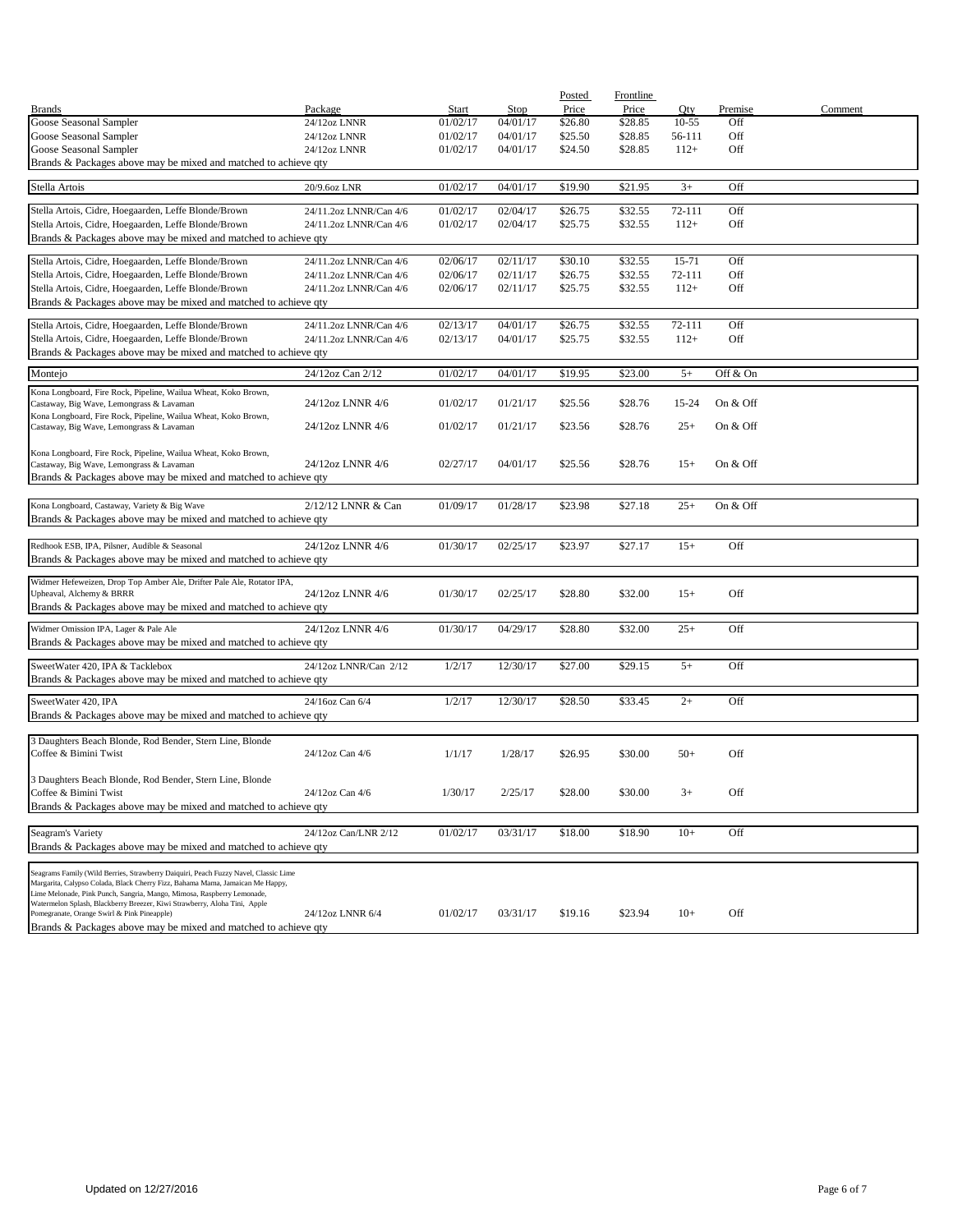| Brands | Package | Start | Stop | Posted Price | Frontline Price | Qty | Premise | Comment |
|---|---|---|---|---|---|---|---|---|
| Goose Seasonal Sampler | 24/12oz LNNR | 01/02/17 | 04/01/17 | $26.80 | $28.85 | 10-55 | Off | |
| Goose Seasonal Sampler | 24/12oz LNNR | 01/02/17 | 04/01/17 | $25.50 | $28.85 | 56-111 | Off | |
| Goose Seasonal Sampler | 24/12oz LNNR | 01/02/17 | 04/01/17 | $24.50 | $28.85 | 112+ | Off | |
| Brands & Packages above may be mixed and matched to achieve qty | | | | | | | | |
| Stella Artois | 20/9.6oz LNR | 01/02/17 | 04/01/17 | $19.90 | $21.95 | 3+ | Off | |
| Stella Artois, Cidre, Hoegaarden, Leffe Blonde/Brown | 24/11.2oz LNNR/Can 4/6 | 01/02/17 | 02/04/17 | $26.75 | $32.55 | 72-111 | Off | |
| Stella Artois, Cidre, Hoegaarden, Leffe Blonde/Brown | 24/11.2oz LNNR/Can 4/6 | 01/02/17 | 02/04/17 | $25.75 | $32.55 | 112+ | Off | |
| Brands & Packages above may be mixed and matched to achieve qty | | | | | | | | |
| Stella Artois, Cidre, Hoegaarden, Leffe Blonde/Brown | 24/11.2oz LNNR/Can 4/6 | 02/06/17 | 02/11/17 | $30.10 | $32.55 | 15-71 | Off | |
| Stella Artois, Cidre, Hoegaarden, Leffe Blonde/Brown | 24/11.2oz LNNR/Can 4/6 | 02/06/17 | 02/11/17 | $26.75 | $32.55 | 72-111 | Off | |
| Stella Artois, Cidre, Hoegaarden, Leffe Blonde/Brown | 24/11.2oz LNNR/Can 4/6 | 02/06/17 | 02/11/17 | $25.75 | $32.55 | 112+ | Off | |
| Brands & Packages above may be mixed and matched to achieve qty | | | | | | | | |
| Stella Artois, Cidre, Hoegaarden, Leffe Blonde/Brown | 24/11.2oz LNNR/Can 4/6 | 02/13/17 | 04/01/17 | $26.75 | $32.55 | 72-111 | Off | |
| Stella Artois, Cidre, Hoegaarden, Leffe Blonde/Brown | 24/11.2oz LNNR/Can 4/6 | 02/13/17 | 04/01/17 | $25.75 | $32.55 | 112+ | Off | |
| Brands & Packages above may be mixed and matched to achieve qty | | | | | | | | |
| Montejo | 24/12oz Can 2/12 | 01/02/17 | 04/01/17 | $19.95 | $23.00 | 5+ | Off & On | |
| Kona Longboard, Fire Rock, Pipeline, Wailua Wheat, Koko Brown, Castaway, Big Wave, Lemongrass & Lavaman | 24/12oz LNNR 4/6 | 01/02/17 | 01/21/17 | $25.56 | $28.76 | 15-24 | On & Off | |
| Kona Longboard, Fire Rock, Pipeline, Wailua Wheat, Koko Brown, Castaway, Big Wave, Lemongrass & Lavaman | 24/12oz LNNR 4/6 | 01/02/17 | 01/21/17 | $23.56 | $28.76 | 25+ | On & Off | |
| Kona Longboard, Fire Rock, Pipeline, Wailua Wheat, Koko Brown, Castaway, Big Wave, Lemongrass & Lavaman | 24/12oz LNNR 4/6 | 02/27/17 | 04/01/17 | $25.56 | $28.76 | 15+ | On & Off | |
| Brands & Packages above may be mixed and matched to achieve qty | | | | | | | | |
| Kona Longboard, Castaway, Variety & Big Wave | 2/12/12 LNNR & Can | 01/09/17 | 01/28/17 | $23.98 | $27.18 | 25+ | On & Off | |
| Brands & Packages above may be mixed and matched to achieve qty | | | | | | | | |
| Redhook ESB, IPA, Pilsner, Audible & Seasonal | 24/12oz LNNR 4/6 | 01/30/17 | 02/25/17 | $23.97 | $27.17 | 15+ | Off | |
| Brands & Packages above may be mixed and matched to achieve qty | | | | | | | | |
| Widmer Hefeweizen, Drop Top Amber Ale, Drifter Pale Ale, Rotator IPA, Upheaval, Alchemy & BRRR | 24/12oz LNNR 4/6 | 01/30/17 | 02/25/17 | $28.80 | $32.00 | 15+ | Off | |
| Brands & Packages above may be mixed and matched to achieve qty | | | | | | | | |
| Widmer Omission IPA, Lager & Pale Ale | 24/12oz LNNR 4/6 | 01/30/17 | 04/29/17 | $28.80 | $32.00 | 25+ | Off | |
| Brands & Packages above may be mixed and matched to achieve qty | | | | | | | | |
| SweetWater 420, IPA & Tacklebox | 24/12oz LNNR/Can 2/12 | 1/2/17 | 12/30/17 | $27.00 | $29.15 | 5+ | Off | |
| Brands & Packages above may be mixed and matched to achieve qty | | | | | | | | |
| SweetWater 420, IPA | 24/16oz Can 6/4 | 1/2/17 | 12/30/17 | $28.50 | $33.45 | 2+ | Off | |
| Brands & Packages above may be mixed and matched to achieve qty | | | | | | | | |
| 3 Daughters Beach Blonde, Rod Bender, Stern Line, Blonde Coffee & Bimini Twist | 24/12oz Can 4/6 | 1/1/17 | 1/28/17 | $26.95 | $30.00 | 50+ | Off | |
| 3 Daughters Beach Blonde, Rod Bender, Stern Line, Blonde Coffee & Bimini Twist | 24/12oz Can 4/6 | 1/30/17 | 2/25/17 | $28.00 | $30.00 | 3+ | Off | |
| Brands & Packages above may be mixed and matched to achieve qty | | | | | | | | |
| Seagram's Variety | 24/12oz Can/LNR 2/12 | 01/02/17 | 03/31/17 | $18.00 | $18.90 | 10+ | Off | |
| Brands & Packages above may be mixed and matched to achieve qty | | | | | | | | |
| Seagrams Family (Wild Berries, Strawberry Daiquiri, Peach Fuzzy Navel, Classic Lime Margarita, Calypso Colada, Black Cherry Fizz, Bahama Mama, Jamaican Me Happy, Lime Melonade, Pink Punch, Sangria, Mango, Mimosa, Raspberry Lemonade, Watermelon Splash, Blackberry Breezer, Kiwi Strawberry, Aloha Tini, Apple Pomegranate, Orange Swirl & Pink Pineapple) | 24/12oz LNNR 6/4 | 01/02/17 | 03/31/17 | $19.16 | $23.94 | 10+ | Off | |
| Brands & Packages above may be mixed and matched to achieve qty | | | | | | | | |

Updated on 12/27/2016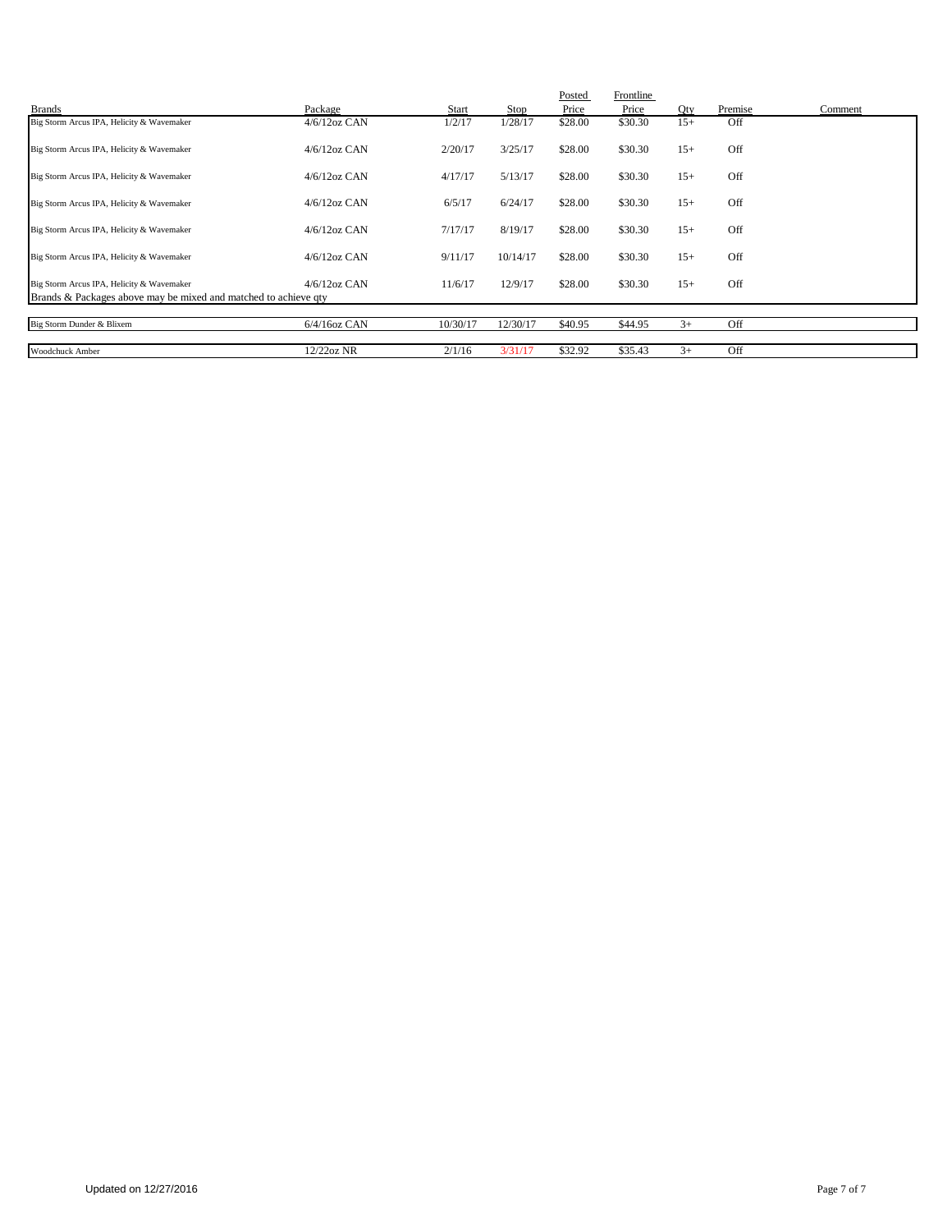| Brands | Package | Start | Stop | Posted Price | Frontline Price | Qty | Premise | Comment |
|---|---|---|---|---|---|---|---|---|
| Big Storm Arcus IPA, Helicity & Wavemaker | 4/6/12oz CAN | 1/2/17 | 1/28/17 | $28.00 | $30.30 | 15+ | Off | |
| Big Storm Arcus IPA, Helicity & Wavemaker | 4/6/12oz CAN | 2/20/17 | 3/25/17 | $28.00 | $30.30 | 15+ | Off | |
| Big Storm Arcus IPA, Helicity & Wavemaker | 4/6/12oz CAN | 4/17/17 | 5/13/17 | $28.00 | $30.30 | 15+ | Off | |
| Big Storm Arcus IPA, Helicity & Wavemaker | 4/6/12oz CAN | 6/5/17 | 6/24/17 | $28.00 | $30.30 | 15+ | Off | |
| Big Storm Arcus IPA, Helicity & Wavemaker | 4/6/12oz CAN | 7/17/17 | 8/19/17 | $28.00 | $30.30 | 15+ | Off | |
| Big Storm Arcus IPA, Helicity & Wavemaker | 4/6/12oz CAN | 9/11/17 | 10/14/17 | $28.00 | $30.30 | 15+ | Off | |
| Big Storm Arcus IPA, Helicity & Wavemaker | 4/6/12oz CAN | 11/6/17 | 12/9/17 | $28.00 | $30.30 | 15+ | Off | |
| Brands & Packages above may be mixed and matched to achieve qty | | | | | | | | |
| Big Storm Dunder & Blixem | 6/4/16oz CAN | 10/30/17 | 12/30/17 | $40.95 | $44.95 | 3+ | Off | |
| Woodchuck Amber | 12/22oz NR | 2/1/16 | 3/31/17 | $32.92 | $35.43 | 3+ | Off | |

Updated on 12/27/2016